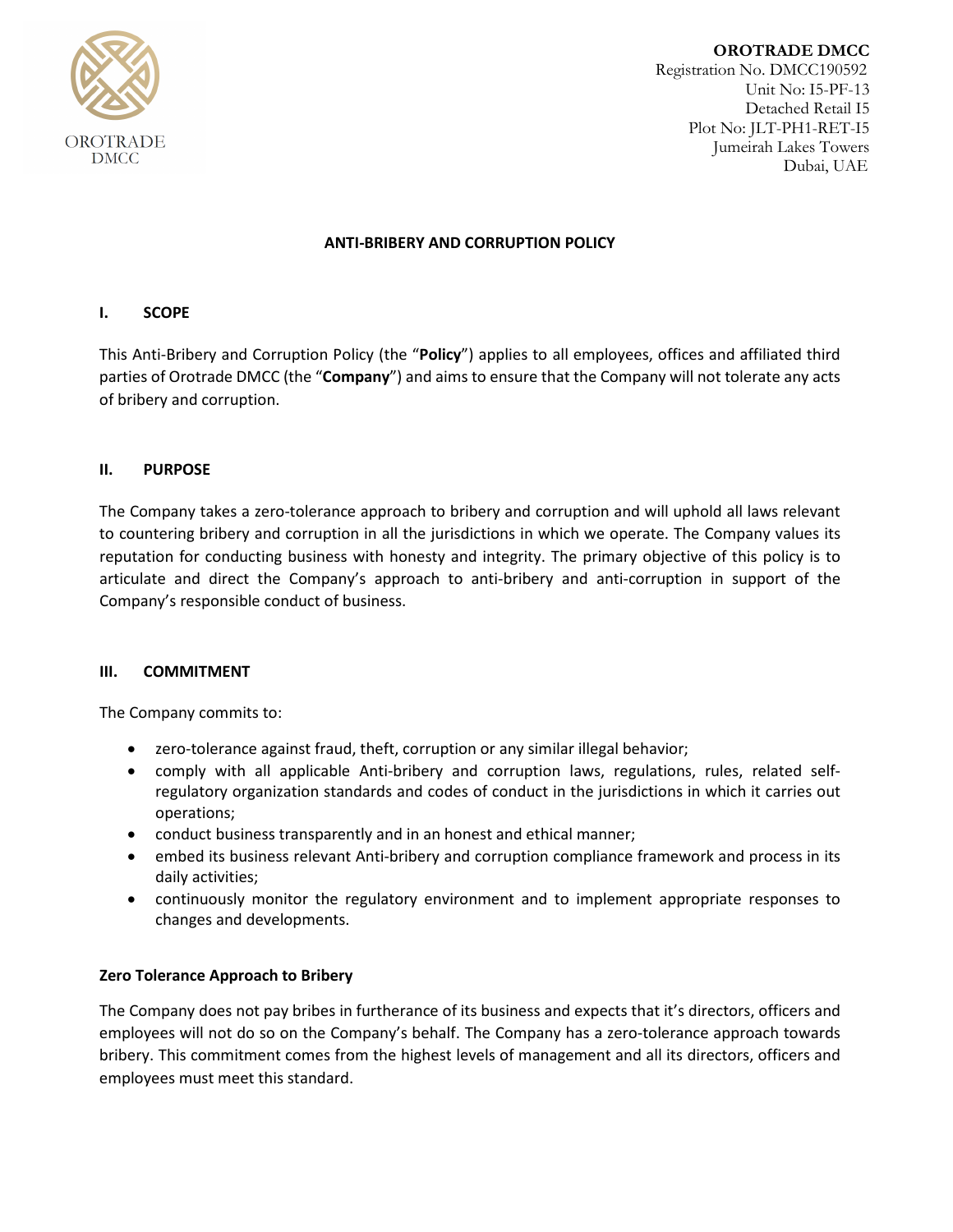**OROTRADE DMCC**
Registration No. DMCC190592
Unit No: I5-PF-13
Detached Retail I5
Plot No: JLT-PH1-RET-I5
Jumeirah Lakes Towers
Dubai, UAE

# ANTI-BRIBERY AND CORRUPTION POLICY

## I. SCOPE

This Anti-Bribery and Corruption Policy (the "**Policy**") applies to all employees, offices and affiliated third parties of Orotrade DMCC (the "**Company**") and aims to ensure that the Company will not tolerate any acts of bribery and corruption.

## II. PURPOSE

The Company takes a zero-tolerance approach to bribery and corruption and will uphold all laws relevant to countering bribery and corruption in all the jurisdictions in which we operate. The Company values its reputation for conducting business with honesty and integrity. The primary objective of this policy is to articulate and direct the Company's approach to anti-bribery and anti-corruption in support of the Company's responsible conduct of business.

## III. COMMITMENT

The Company commits to:

- zero-tolerance against fraud, theft, corruption or any similar illegal behavior;
- comply with all applicable Anti-bribery and corruption laws, regulations, rules, related self-regulatory organization standards and codes of conduct in the jurisdictions in which it carries out operations;
- conduct business transparently and in an honest and ethical manner;
- embed its business relevant Anti-bribery and corruption compliance framework and process in its daily activities;
- continuously monitor the regulatory environment and to implement appropriate responses to changes and developments.

### Zero Tolerance Approach to Bribery

The Company does not pay bribes in furtherance of its business and expects that it's directors, officers and employees will not do so on the Company's behalf. The Company has a zero-tolerance approach towards bribery. This commitment comes from the highest levels of management and all its directors, officers and employees must meet this standard.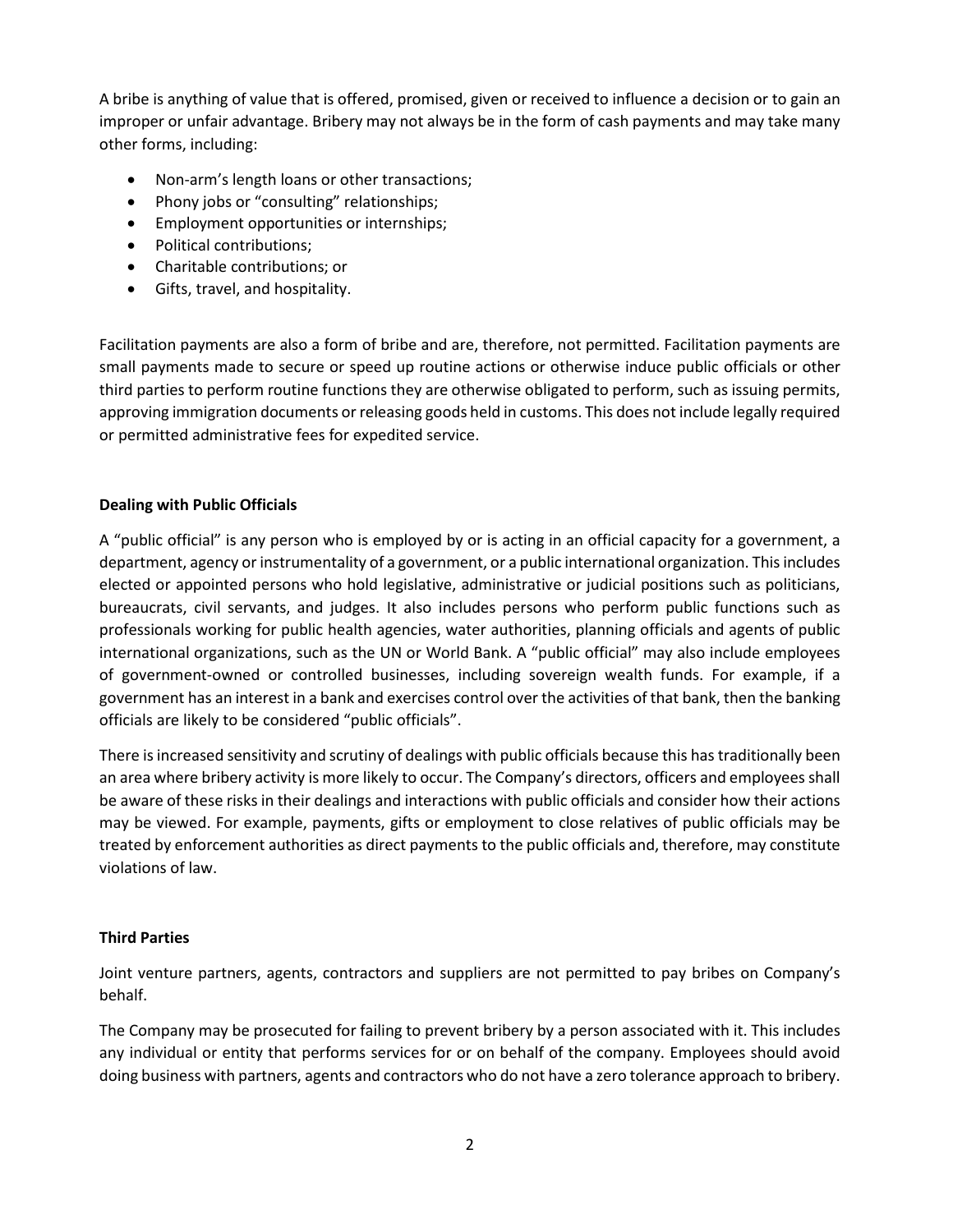A bribe is anything of value that is offered, promised, given or received to influence a decision or to gain an improper or unfair advantage. Bribery may not always be in the form of cash payments and may take many other forms, including:

- Non-arm's length loans or other transactions;
- Phony jobs or "consulting" relationships;
- Employment opportunities or internships;
- Political contributions;
- Charitable contributions; or
- Gifts, travel, and hospitality.

Facilitation payments are also a form of bribe and are, therefore, not permitted. Facilitation payments are small payments made to secure or speed up routine actions or otherwise induce public officials or other third parties to perform routine functions they are otherwise obligated to perform, such as issuing permits, approving immigration documents or releasing goods held in customs. This does not include legally required or permitted administrative fees for expedited service.

**Dealing with Public Officials**

A "public official" is any person who is employed by or is acting in an official capacity for a government, a department, agency or instrumentality of a government, or a public international organization. This includes elected or appointed persons who hold legislative, administrative or judicial positions such as politicians, bureaucrats, civil servants, and judges. It also includes persons who perform public functions such as professionals working for public health agencies, water authorities, planning officials and agents of public international organizations, such as the UN or World Bank. A "public official" may also include employees of government-owned or controlled businesses, including sovereign wealth funds. For example, if a government has an interest in a bank and exercises control over the activities of that bank, then the banking officials are likely to be considered "public officials".

There is increased sensitivity and scrutiny of dealings with public officials because this has traditionally been an area where bribery activity is more likely to occur. The Company's directors, officers and employees shall be aware of these risks in their dealings and interactions with public officials and consider how their actions may be viewed. For example, payments, gifts or employment to close relatives of public officials may be treated by enforcement authorities as direct payments to the public officials and, therefore, may constitute violations of law.

**Third Parties**

Joint venture partners, agents, contractors and suppliers are not permitted to pay bribes on Company's behalf.

The Company may be prosecuted for failing to prevent bribery by a person associated with it. This includes any individual or entity that performs services for or on behalf of the company. Employees should avoid doing business with partners, agents and contractors who do not have a zero tolerance approach to bribery.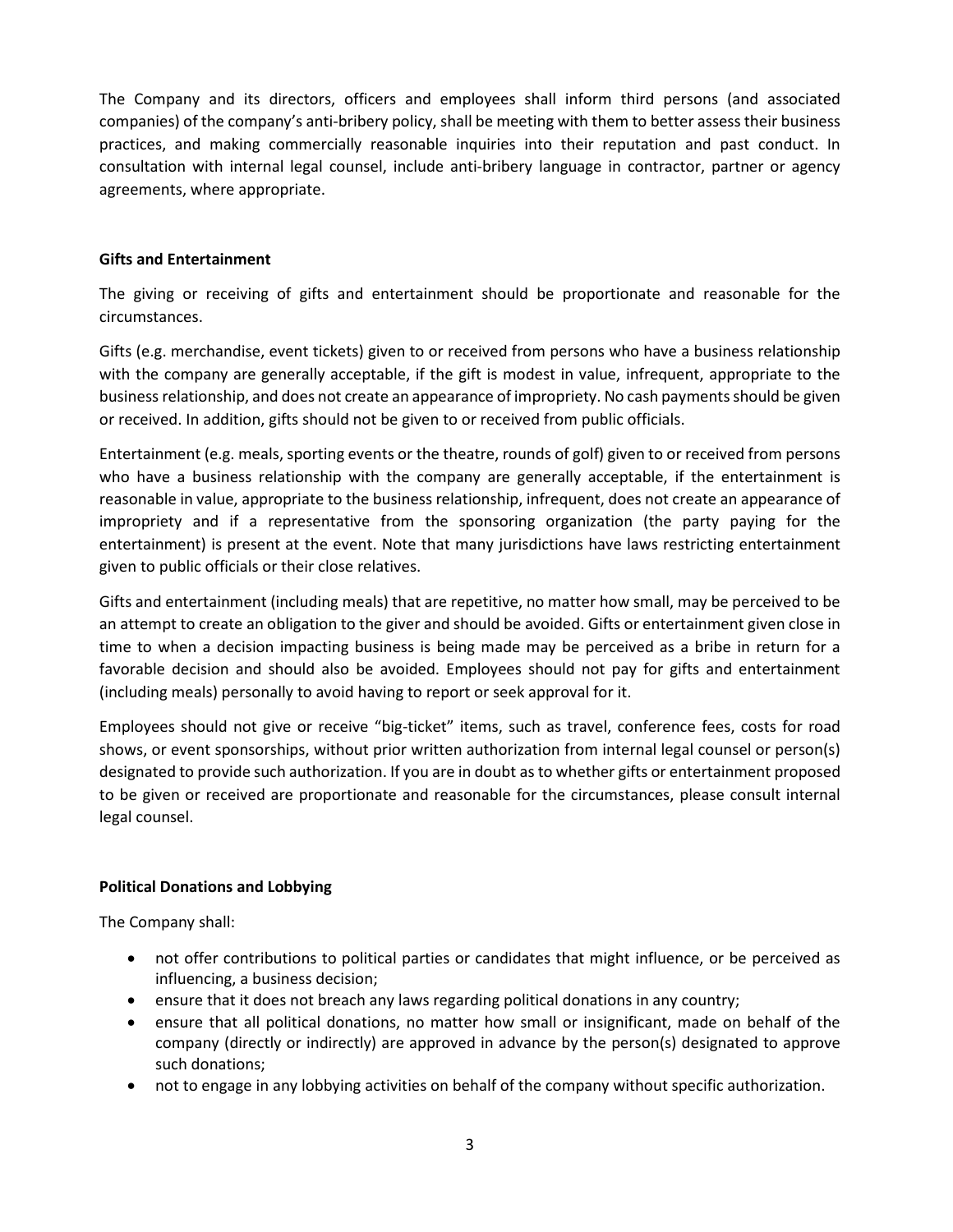The Company and its directors, officers and employees shall inform third persons (and associated companies) of the company's anti-bribery policy, shall be meeting with them to better assess their business practices, and making commercially reasonable inquiries into their reputation and past conduct. In consultation with internal legal counsel, include anti-bribery language in contractor, partner or agency agreements, where appropriate.

**Gifts and Entertainment**

The giving or receiving of gifts and entertainment should be proportionate and reasonable for the circumstances.

Gifts (e.g. merchandise, event tickets) given to or received from persons who have a business relationship with the company are generally acceptable, if the gift is modest in value, infrequent, appropriate to the business relationship, and does not create an appearance of impropriety. No cash payments should be given or received. In addition, gifts should not be given to or received from public officials.

Entertainment (e.g. meals, sporting events or the theatre, rounds of golf) given to or received from persons who have a business relationship with the company are generally acceptable, if the entertainment is reasonable in value, appropriate to the business relationship, infrequent, does not create an appearance of impropriety and if a representative from the sponsoring organization (the party paying for the entertainment) is present at the event. Note that many jurisdictions have laws restricting entertainment given to public officials or their close relatives.

Gifts and entertainment (including meals) that are repetitive, no matter how small, may be perceived to be an attempt to create an obligation to the giver and should be avoided. Gifts or entertainment given close in time to when a decision impacting business is being made may be perceived as a bribe in return for a favorable decision and should also be avoided. Employees should not pay for gifts and entertainment (including meals) personally to avoid having to report or seek approval for it.

Employees should not give or receive "big-ticket" items, such as travel, conference fees, costs for road shows, or event sponsorships, without prior written authorization from internal legal counsel or person(s) designated to provide such authorization. If you are in doubt as to whether gifts or entertainment proposed to be given or received are proportionate and reasonable for the circumstances, please consult internal legal counsel.

**Political Donations and Lobbying**

The Company shall:

- not offer contributions to political parties or candidates that might influence, or be perceived as influencing, a business decision;
- ensure that it does not breach any laws regarding political donations in any country;
- ensure that all political donations, no matter how small or insignificant, made on behalf of the company (directly or indirectly) are approved in advance by the person(s) designated to approve such donations;
- not to engage in any lobbying activities on behalf of the company without specific authorization.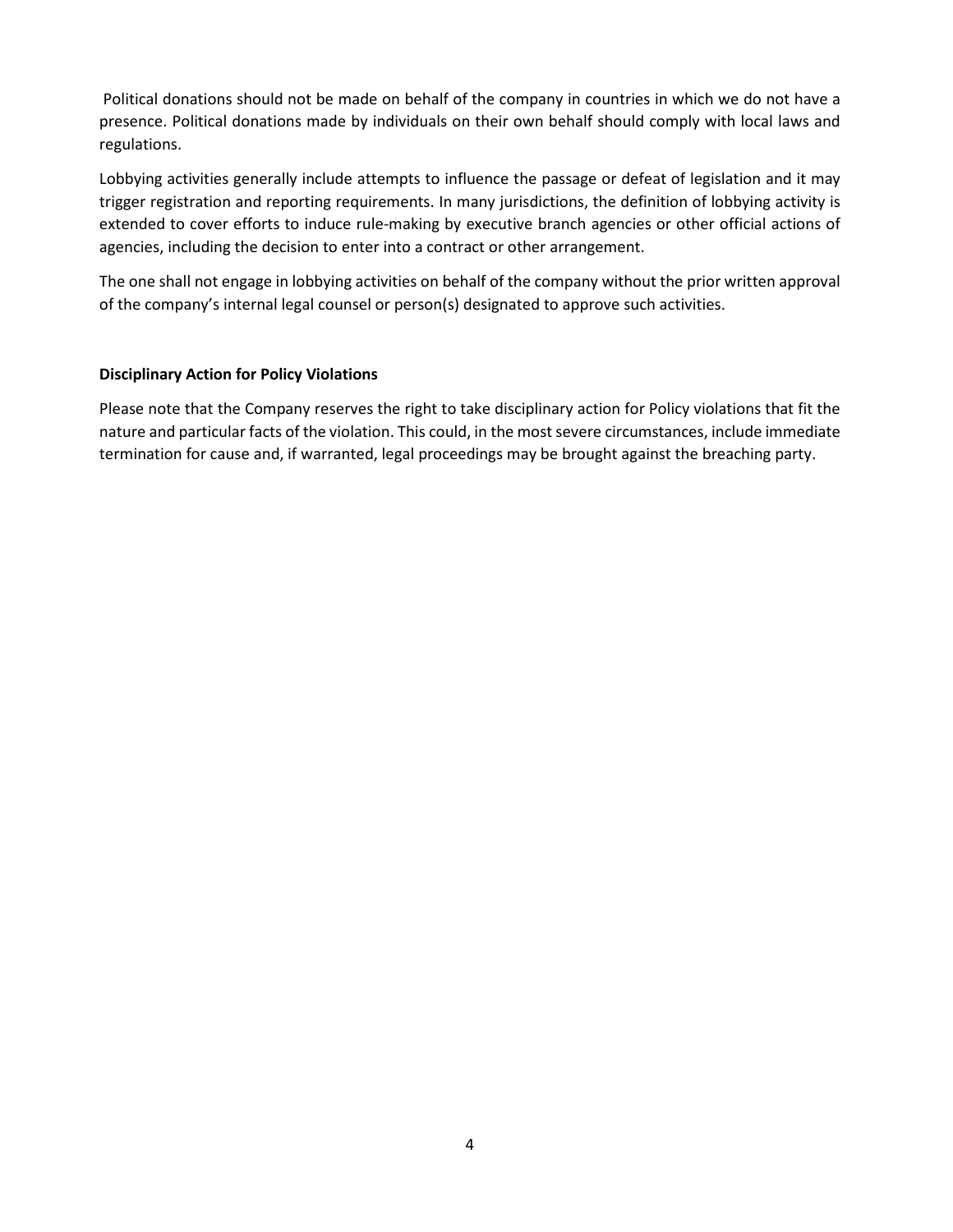Political donations should not be made on behalf of the company in countries in which we do not have a presence. Political donations made by individuals on their own behalf should comply with local laws and regulations.

Lobbying activities generally include attempts to influence the passage or defeat of legislation and it may trigger registration and reporting requirements. In many jurisdictions, the definition of lobbying activity is extended to cover efforts to induce rule-making by executive branch agencies or other official actions of agencies, including the decision to enter into a contract or other arrangement.

The one shall not engage in lobbying activities on behalf of the company without the prior written approval of the company's internal legal counsel or person(s) designated to approve such activities.

**Disciplinary Action for Policy Violations**

Please note that the Company reserves the right to take disciplinary action for Policy violations that fit the nature and particular facts of the violation. This could, in the most severe circumstances, include immediate termination for cause and, if warranted, legal proceedings may be brought against the breaching party.